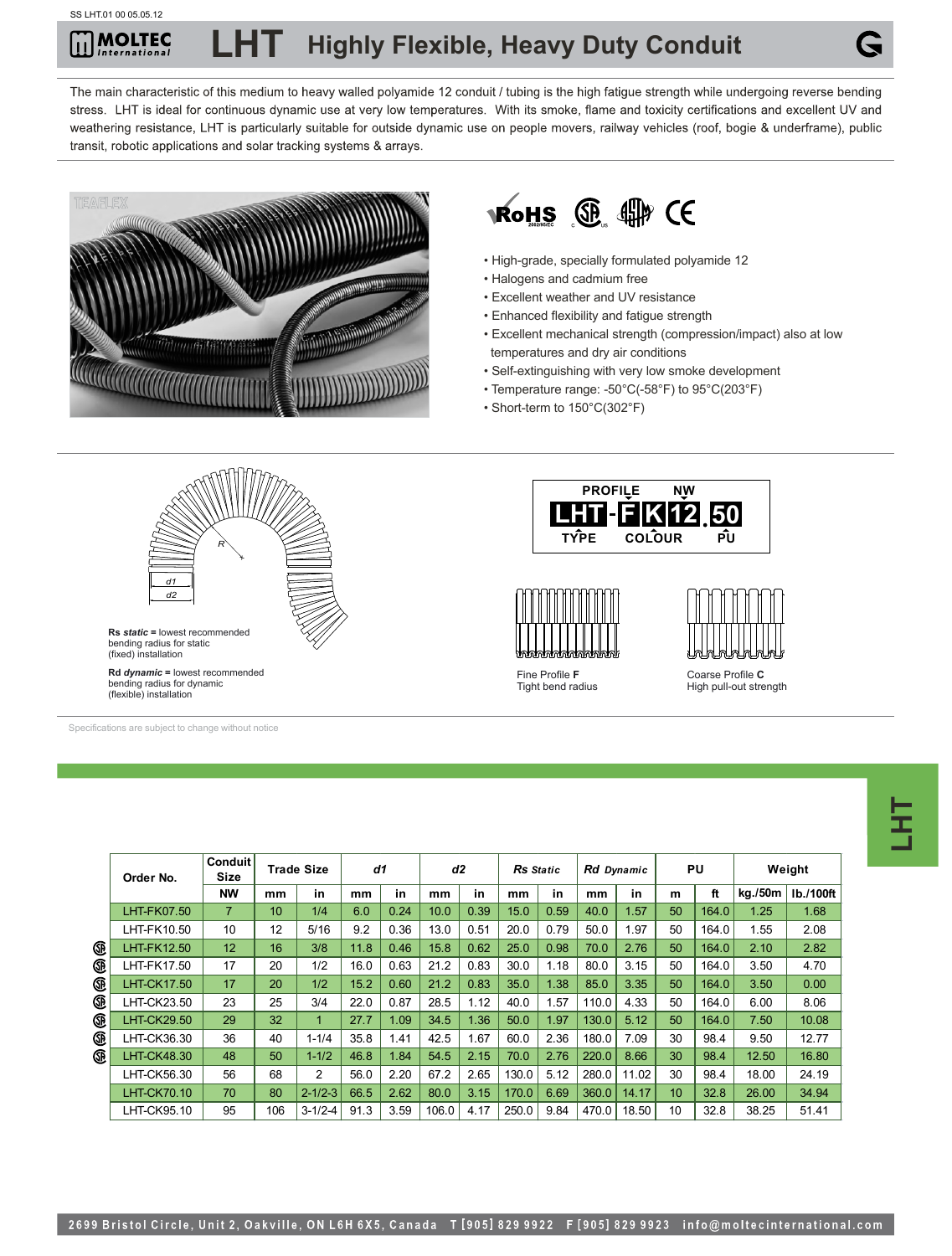# MOLTEC International — LHT Highly Flexible, Heavy Duty Conduit

The main characteristic of this medium to heavy walled polyamide 12 conduit / tubing is the high fatigue strength while undergoing reverse bending stress. LHT is ideal for continuous dynamic use at very low temperatures. With its smoke, flame and toxicity certifications and excellent UV and weathering resistance, LHT is particularly suitable for outside dynamic use on people movers, railway vehicles (roof, bogie & underframe), public transit, robotic applications and solar tracking systems & arrays.

- High-grade, specially formulated polyamide 12
- Halogens and cadmium free
- Excellent weather and UV resistance
- Enhanced flexibility and fatigue strength
- Excellent mechanical strength (compression/impact) also at low temperatures and dry air conditions
- Self-extinguishing with very low smoke development
- Temperature range: -50°C(-58°F) to 95°C(203°F)
- Short-term to 150°C(302°F)

**Rs *static*** = lowest recommended bending radius for static (fixed) installation

**Rd *dynamic*** = lowest recommended bending radius for dynamic (flexible) installation

PROFILE / NW: **LHT-FK12.50** — TYPE / COLOUR / PU

Fine Profile **F**
Tight bend radius

Coarse Profile **C**
High pull-out strength

Specifications are subject to change without notice

| Order No. | Conduit Size | Trade Size | | *d1* | | *d2* | | *Rs Static* | | *Rd Dynamic* | | PU | | Weight | |
|---|---|---|---|---|---|---|---|---|---|---|---|---|---|---|---|
| | NW | mm | in | mm | in | mm | in | mm | in | mm | in | m | ft | kg./50m | lb./100ft |
| LHT-FK07.50 | 7 | 10 | 1/4 | 6.0 | 0.24 | 10.0 | 0.39 | 15.0 | 0.59 | 40.0 | 1.57 | 50 | 164.0 | 1.25 | 1.68 |
| LHT-FK10.50 | 10 | 12 | 5/16 | 9.2 | 0.36 | 13.0 | 0.51 | 20.0 | 0.79 | 50.0 | 1.97 | 50 | 164.0 | 1.55 | 2.08 |
| LHT-FK12.50 (CSA) | 12 | 16 | 3/8 | 11.8 | 0.46 | 15.8 | 0.62 | 25.0 | 0.98 | 70.0 | 2.76 | 50 | 164.0 | 2.10 | 2.82 |
| LHT-FK17.50 (CSA) | 17 | 20 | 1/2 | 16.0 | 0.63 | 21.2 | 0.83 | 30.0 | 1.18 | 80.0 | 3.15 | 50 | 164.0 | 3.50 | 4.70 |
| LHT-CK17.50 (CSA) | 17 | 20 | 1/2 | 15.2 | 0.60 | 21.2 | 0.83 | 35.0 | 1.38 | 85.0 | 3.35 | 50 | 164.0 | 3.50 | 0.00 |
| LHT-CK23.50 (CSA) | 23 | 25 | 3/4 | 22.0 | 0.87 | 28.5 | 1.12 | 40.0 | 1.57 | 110.0 | 4.33 | 50 | 164.0 | 6.00 | 8.06 |
| LHT-CK29.50 (CSA) | 29 | 32 | 1 | 27.7 | 1.09 | 34.5 | 1.36 | 50.0 | 1.97 | 130.0 | 5.12 | 50 | 164.0 | 7.50 | 10.08 |
| LHT-CK36.30 (CSA) | 36 | 40 | 1-1/4 | 35.8 | 1.41 | 42.5 | 1.67 | 60.0 | 2.36 | 180.0 | 7.09 | 30 | 98.4 | 9.50 | 12.77 |
| LHT-CK48.30 (CSA) | 48 | 50 | 1-1/2 | 46.8 | 1.84 | 54.5 | 2.15 | 70.0 | 2.76 | 220.0 | 8.66 | 30 | 98.4 | 12.50 | 16.80 |
| LHT-CK56.30 | 56 | 68 | 2 | 56.0 | 2.20 | 67.2 | 2.65 | 130.0 | 5.12 | 280.0 | 11.02 | 30 | 98.4 | 18.00 | 24.19 |
| LHT-CK70.10 | 70 | 80 | 2-1/2-3 | 66.5 | 2.62 | 80.0 | 3.15 | 170.0 | 6.69 | 360.0 | 14.17 | 10 | 32.8 | 26.00 | 34.94 |
| LHT-CK95.10 | 95 | 106 | 3-1/2-4 | 91.3 | 3.59 | 106.0 | 4.17 | 250.0 | 9.84 | 470.0 | 18.50 | 10 | 32.8 | 38.25 | 51.41 |

2699 Bristol Circle, Unit 2, Oakville, ON L6H 6X5, Canada T [905] 829 9922 F [905] 829 9923 info@moltecinternational.com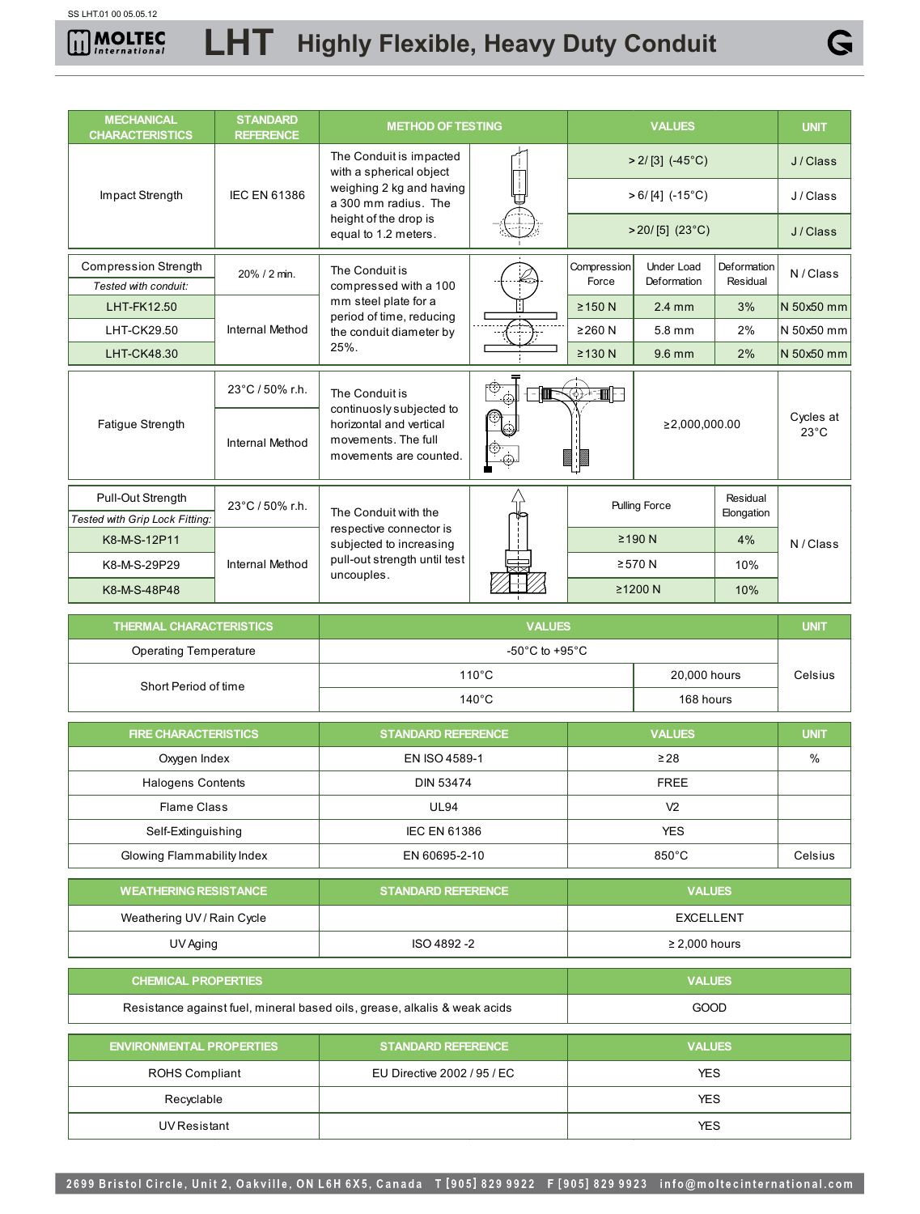# LHT Highly Flexible, Heavy Duty Conduit

| MECHANICAL CHARACTERISTICS | STANDARD REFERENCE | METHOD OF TESTING | VALUES | | | UNIT |
|---|---|---|---|---|---|---|
| Impact Strength | IEC EN 61386 | The Conduit is impacted with a spherical object weighing 2 kg and having a 300 mm radius. The height of the drop is equal to 1.2 meters. | > 2/ [3] (-45°C) | | | J / Class |
| | | | > 6/ [4] (-15°C) | | | J / Class |
| | | | > 20/ [5] (23°C) | | | J / Class |
| Compression Strength | 20% / 2 min. | The Conduit is compressed with a 100 mm steel plate for a period of time, reducing the conduit diameter by 25%. | Compression Force | Under Load Deformation | Deformation Residual | N / Class |
| *Tested with conduit:* | | | | | | |
| LHT-FK12.50 | Internal Method | | ≥150 N | 2.4 mm | 3% | N 50x50 mm |
| LHT-CK29.50 | | | ≥260 N | 5.8 mm | 2% | N 50x50 mm |
| LHT-CK48.30 | | | ≥130 N | 9.6 mm | 2% | N 50x50 mm |
| Fatigue Strength | 23°C / 50% r.h. Internal Method | The Conduit is continuosly subjected to horizontal and vertical movements. The full movements are counted. | ≥2,000,000.00 | | | Cycles at 23°C |
| Pull-Out Strength | 23°C / 50% r.h. | The Conduit with the respective connector is subjected to increasing pull-out strength until test uncouples. | Pulling Force | | Residual Elongation | N / Class |
| *Tested with Grip Lock Fitting:* | | | | | | |
| K8-M-S-12P11 | Internal Method | | ≥190 N | | 4% | |
| K8-M-S-29P29 | | | ≥570 N | | 10% | |
| K8-M-S-48P48 | | | ≥1200 N | | 10% | |

| THERMAL CHARACTERISTICS | VALUES | | UNIT |
|---|---|---|---|
| Operating Temperature | -50°C to +95°C | | Celsius |
| Short Period of time | 110°C | 20,000 hours | |
| | 140°C | 168 hours | |

| FIRE CHARACTERISTICS | STANDARD REFERENCE | VALUES | UNIT |
|---|---|---|---|
| Oxygen Index | EN ISO 4589-1 | ≥28 | % |
| Halogens Contents | DIN 53474 | FREE | |
| Flame Class | UL94 | V2 | |
| Self-Extinguishing | IEC EN 61386 | YES | |
| Glowing Flammability Index | EN 60695-2-10 | 850°C | Celsius |

| WEATHERING RESISTANCE | STANDARD REFERENCE | VALUES |
|---|---|---|
| Weathering UV / Rain Cycle | | EXCELLENT |
| UV Aging | ISO 4892 -2 | ≥ 2,000 hours |

| CHEMICAL PROPERTIES | VALUES |
|---|---|
| Resistance against fuel, mineral based oils, grease, alkalis & weak acids | GOOD |

| ENVIRONMENTAL PROPERTIES | STANDARD REFERENCE | VALUES |
|---|---|---|
| ROHS Compliant | EU Directive 2002 / 95 / EC | YES |
| Recyclable | | YES |
| UV Resistant | | YES |

2699 Bristol Circle, Unit 2, Oakville, ON L6H 6X5, Canada T [905] 829 9922 F [905] 829 9923 info@moltecinternational.com